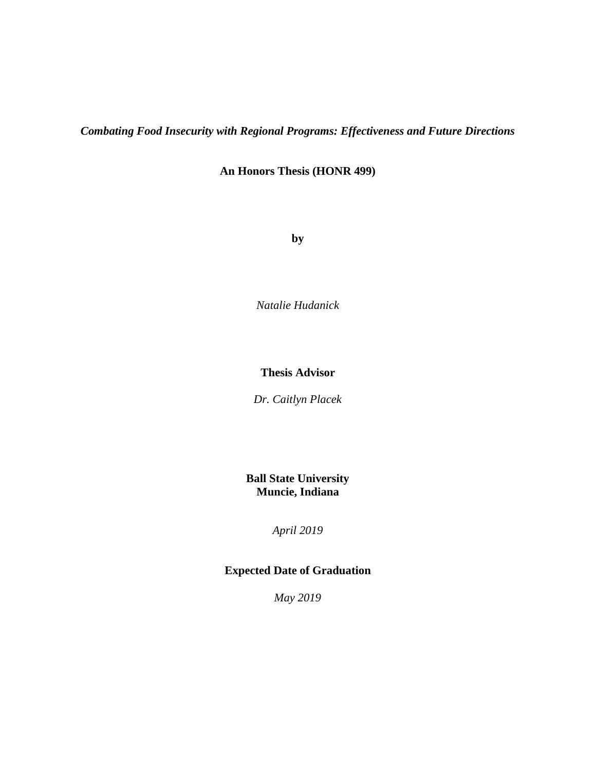***Combating Food Insecurity with Regional Programs: Effectiveness and Future Directions***

**An Honors Thesis (HONR 499)**

**by**

*Natalie Hudanick*

**Thesis Advisor**

*Dr. Caitlyn Placek*

**Ball State University**
**Muncie, Indiana**

*April 2019*

**Expected Date of Graduation**

*May 2019*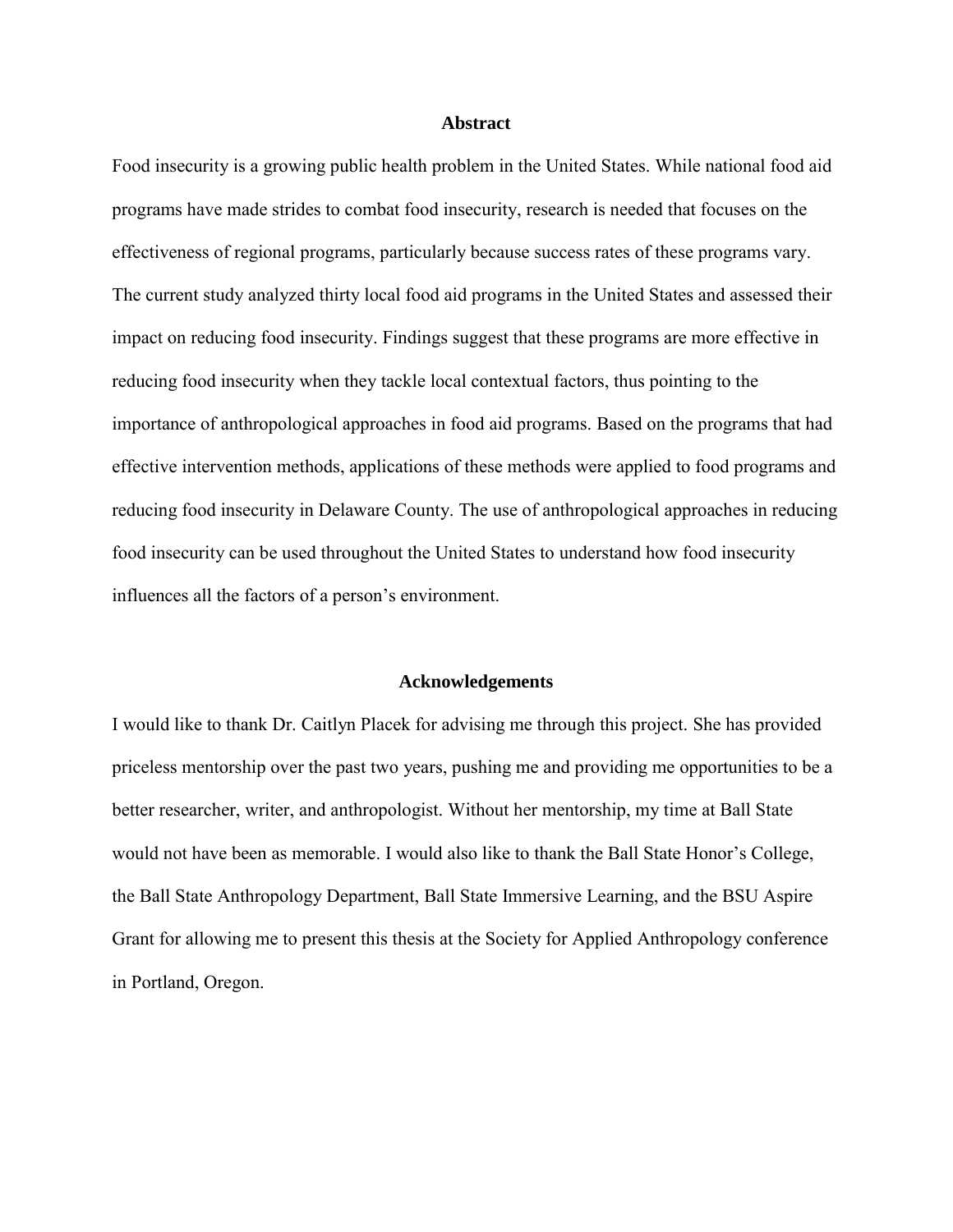## Abstract

Food insecurity is a growing public health problem in the United States. While national food aid programs have made strides to combat food insecurity, research is needed that focuses on the effectiveness of regional programs, particularly because success rates of these programs vary. The current study analyzed thirty local food aid programs in the United States and assessed their impact on reducing food insecurity. Findings suggest that these programs are more effective in reducing food insecurity when they tackle local contextual factors, thus pointing to the importance of anthropological approaches in food aid programs. Based on the programs that had effective intervention methods, applications of these methods were applied to food programs and reducing food insecurity in Delaware County. The use of anthropological approaches in reducing food insecurity can be used throughout the United States to understand how food insecurity influences all the factors of a person's environment.

## Acknowledgements

I would like to thank Dr. Caitlyn Placek for advising me through this project. She has provided priceless mentorship over the past two years, pushing me and providing me opportunities to be a better researcher, writer, and anthropologist. Without her mentorship, my time at Ball State would not have been as memorable. I would also like to thank the Ball State Honor's College, the Ball State Anthropology Department, Ball State Immersive Learning, and the BSU Aspire Grant for allowing me to present this thesis at the Society for Applied Anthropology conference in Portland, Oregon.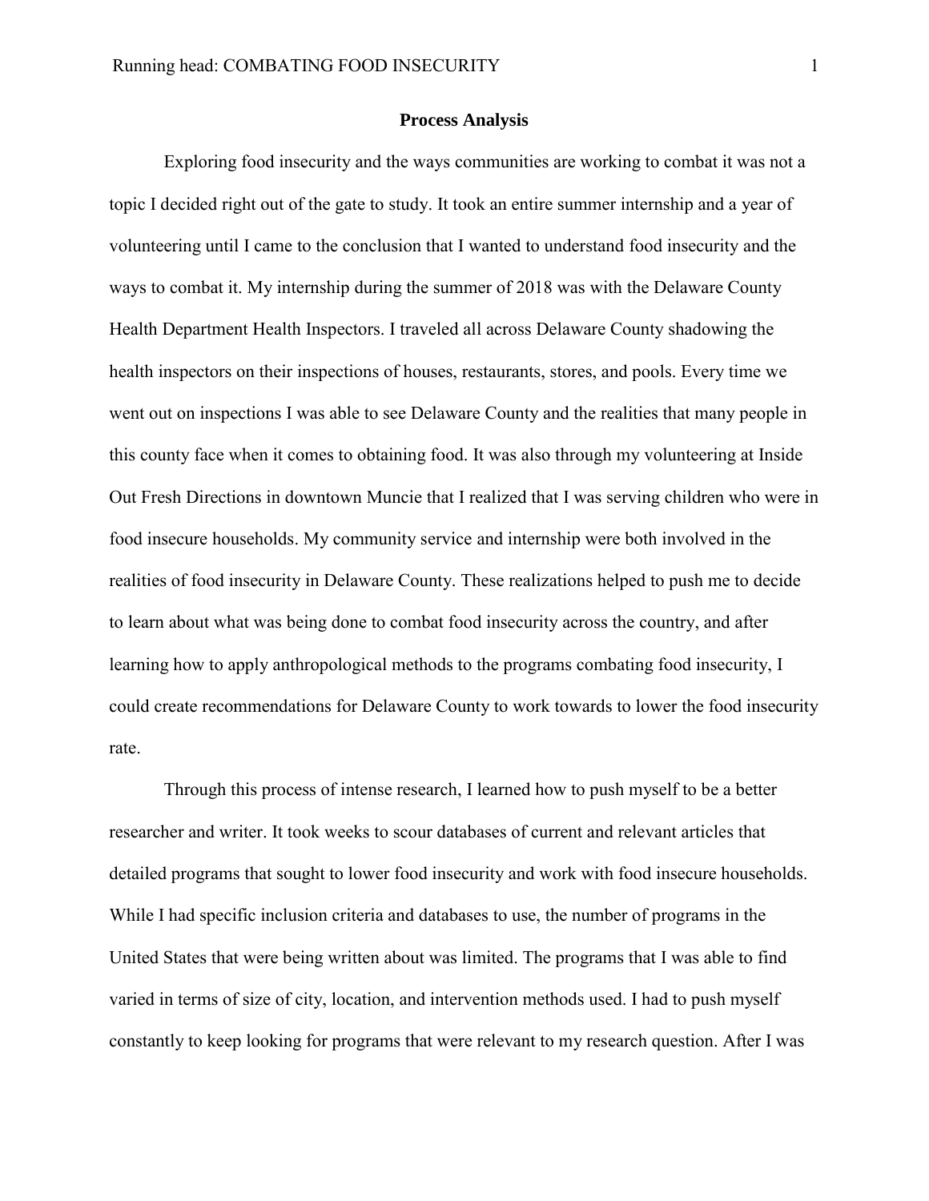## Process Analysis

Exploring food insecurity and the ways communities are working to combat it was not a topic I decided right out of the gate to study. It took an entire summer internship and a year of volunteering until I came to the conclusion that I wanted to understand food insecurity and the ways to combat it. My internship during the summer of 2018 was with the Delaware County Health Department Health Inspectors. I traveled all across Delaware County shadowing the health inspectors on their inspections of houses, restaurants, stores, and pools. Every time we went out on inspections I was able to see Delaware County and the realities that many people in this county face when it comes to obtaining food. It was also through my volunteering at Inside Out Fresh Directions in downtown Muncie that I realized that I was serving children who were in food insecure households. My community service and internship were both involved in the realities of food insecurity in Delaware County. These realizations helped to push me to decide to learn about what was being done to combat food insecurity across the country, and after learning how to apply anthropological methods to the programs combating food insecurity, I could create recommendations for Delaware County to work towards to lower the food insecurity rate.

Through this process of intense research, I learned how to push myself to be a better researcher and writer. It took weeks to scour databases of current and relevant articles that detailed programs that sought to lower food insecurity and work with food insecure households. While I had specific inclusion criteria and databases to use, the number of programs in the United States that were being written about was limited. The programs that I was able to find varied in terms of size of city, location, and intervention methods used. I had to push myself constantly to keep looking for programs that were relevant to my research question. After I was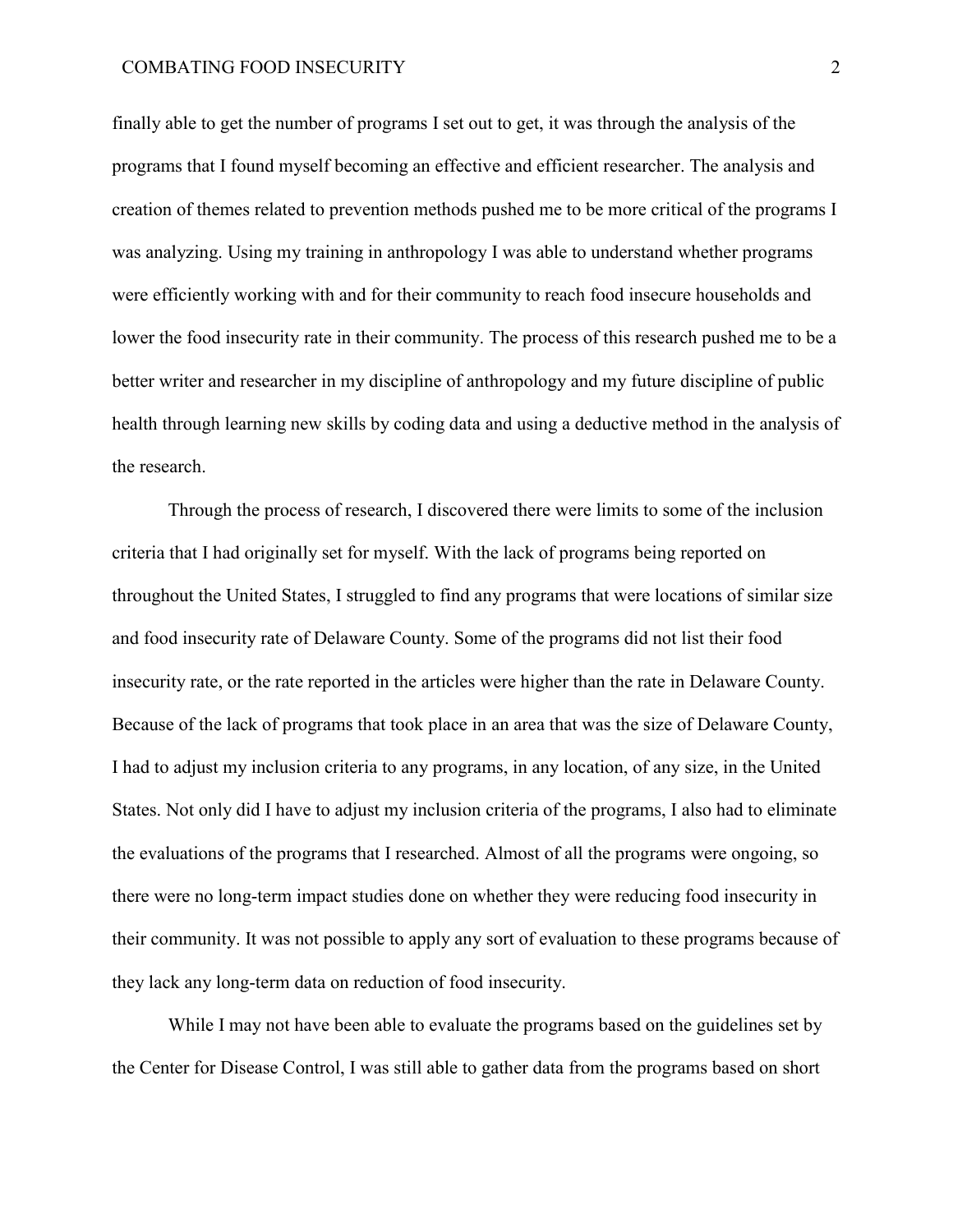finally able to get the number of programs I set out to get, it was through the analysis of the programs that I found myself becoming an effective and efficient researcher. The analysis and creation of themes related to prevention methods pushed me to be more critical of the programs I was analyzing. Using my training in anthropology I was able to understand whether programs were efficiently working with and for their community to reach food insecure households and lower the food insecurity rate in their community. The process of this research pushed me to be a better writer and researcher in my discipline of anthropology and my future discipline of public health through learning new skills by coding data and using a deductive method in the analysis of the research.

Through the process of research, I discovered there were limits to some of the inclusion criteria that I had originally set for myself. With the lack of programs being reported on throughout the United States, I struggled to find any programs that were locations of similar size and food insecurity rate of Delaware County. Some of the programs did not list their food insecurity rate, or the rate reported in the articles were higher than the rate in Delaware County. Because of the lack of programs that took place in an area that was the size of Delaware County, I had to adjust my inclusion criteria to any programs, in any location, of any size, in the United States. Not only did I have to adjust my inclusion criteria of the programs, I also had to eliminate the evaluations of the programs that I researched. Almost of all the programs were ongoing, so there were no long-term impact studies done on whether they were reducing food insecurity in their community. It was not possible to apply any sort of evaluation to these programs because of they lack any long-term data on reduction of food insecurity.

While I may not have been able to evaluate the programs based on the guidelines set by the Center for Disease Control, I was still able to gather data from the programs based on short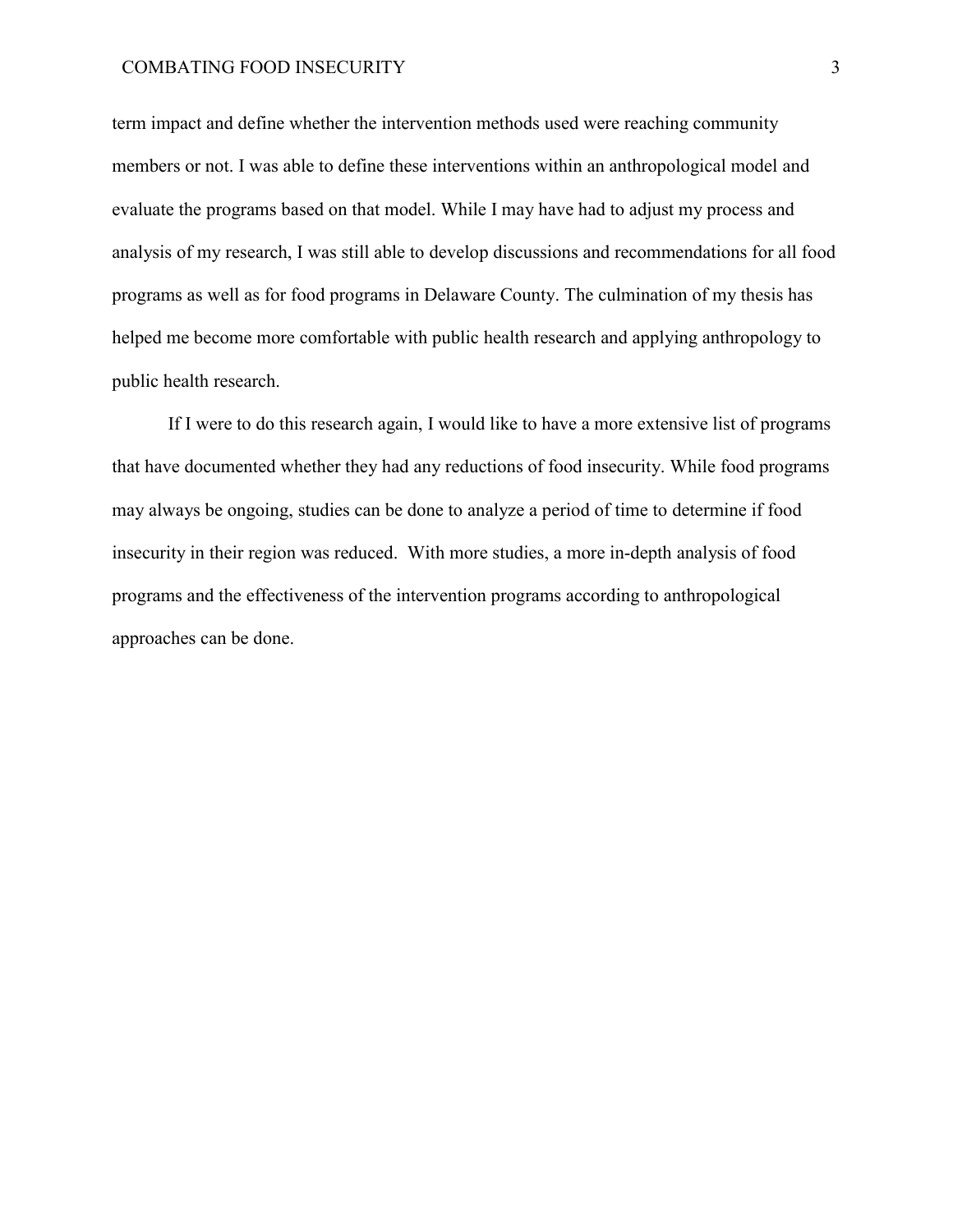term impact and define whether the intervention methods used were reaching community members or not. I was able to define these interventions within an anthropological model and evaluate the programs based on that model. While I may have had to adjust my process and analysis of my research, I was still able to develop discussions and recommendations for all food programs as well as for food programs in Delaware County. The culmination of my thesis has helped me become more comfortable with public health research and applying anthropology to public health research.

If I were to do this research again, I would like to have a more extensive list of programs that have documented whether they had any reductions of food insecurity. While food programs may always be ongoing, studies can be done to analyze a period of time to determine if food insecurity in their region was reduced. With more studies, a more in-depth analysis of food programs and the effectiveness of the intervention programs according to anthropological approaches can be done.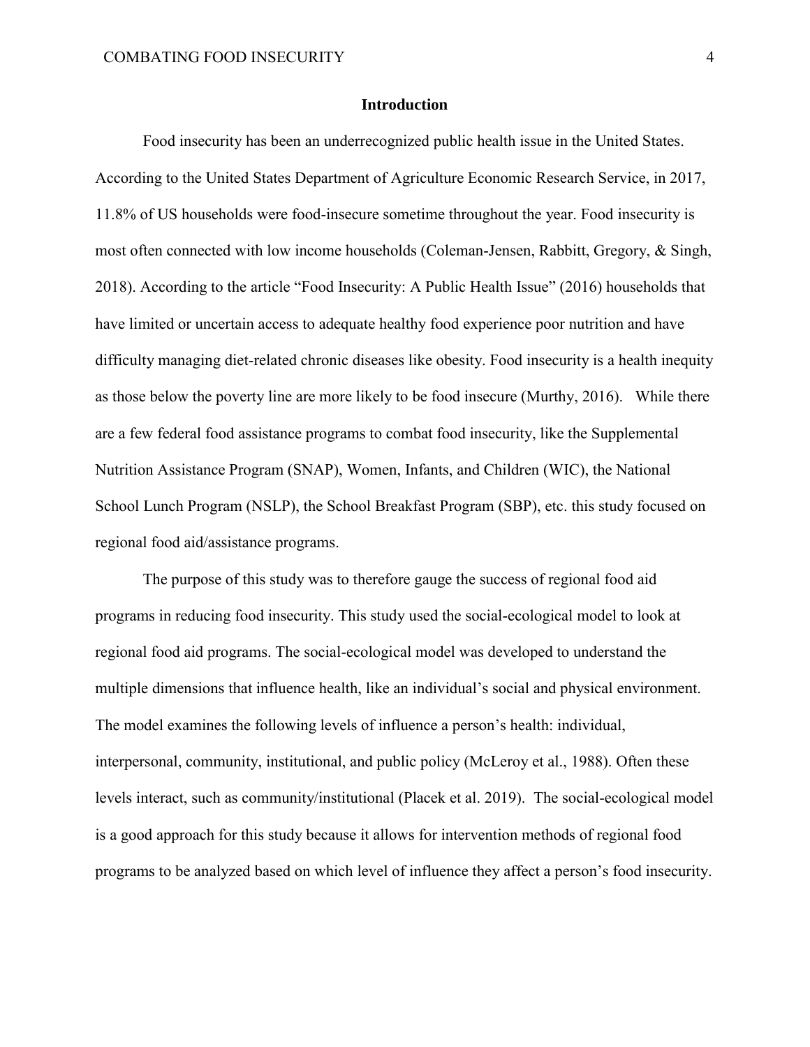## Introduction

Food insecurity has been an underrecognized public health issue in the United States. According to the United States Department of Agriculture Economic Research Service, in 2017, 11.8% of US households were food-insecure sometime throughout the year. Food insecurity is most often connected with low income households (Coleman-Jensen, Rabbitt, Gregory, & Singh, 2018). According to the article "Food Insecurity: A Public Health Issue" (2016) households that have limited or uncertain access to adequate healthy food experience poor nutrition and have difficulty managing diet-related chronic diseases like obesity. Food insecurity is a health inequity as those below the poverty line are more likely to be food insecure (Murthy, 2016). While there are a few federal food assistance programs to combat food insecurity, like the Supplemental Nutrition Assistance Program (SNAP), Women, Infants, and Children (WIC), the National School Lunch Program (NSLP), the School Breakfast Program (SBP), etc. this study focused on regional food aid/assistance programs.

The purpose of this study was to therefore gauge the success of regional food aid programs in reducing food insecurity. This study used the social-ecological model to look at regional food aid programs. The social-ecological model was developed to understand the multiple dimensions that influence health, like an individual's social and physical environment. The model examines the following levels of influence a person's health: individual, interpersonal, community, institutional, and public policy (McLeroy et al., 1988). Often these levels interact, such as community/institutional (Placek et al. 2019). The social-ecological model is a good approach for this study because it allows for intervention methods of regional food programs to be analyzed based on which level of influence they affect a person's food insecurity.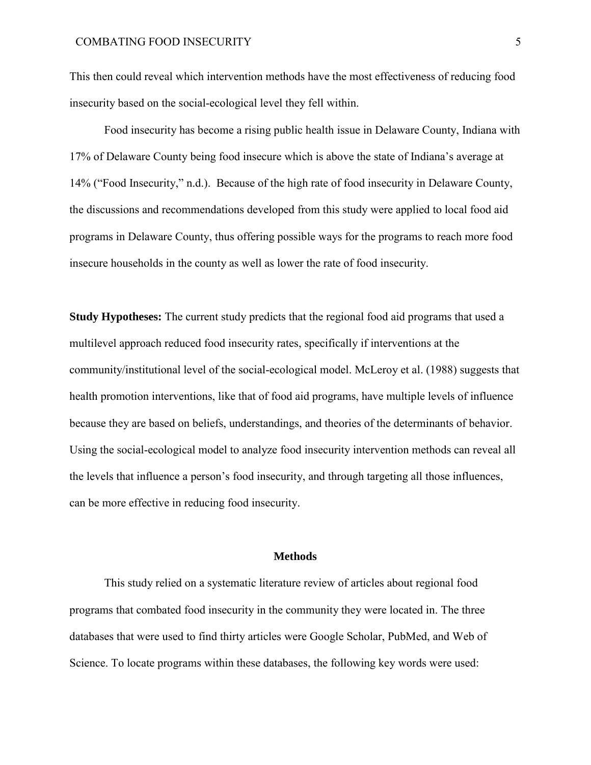This then could reveal which intervention methods have the most effectiveness of reducing food insecurity based on the social-ecological level they fell within.

Food insecurity has become a rising public health issue in Delaware County, Indiana with 17% of Delaware County being food insecure which is above the state of Indiana's average at 14% ("Food Insecurity," n.d.). Because of the high rate of food insecurity in Delaware County, the discussions and recommendations developed from this study were applied to local food aid programs in Delaware County, thus offering possible ways for the programs to reach more food insecure households in the county as well as lower the rate of food insecurity.

**Study Hypotheses:** The current study predicts that the regional food aid programs that used a multilevel approach reduced food insecurity rates, specifically if interventions at the community/institutional level of the social-ecological model. McLeroy et al. (1988) suggests that health promotion interventions, like that of food aid programs, have multiple levels of influence because they are based on beliefs, understandings, and theories of the determinants of behavior. Using the social-ecological model to analyze food insecurity intervention methods can reveal all the levels that influence a person's food insecurity, and through targeting all those influences, can be more effective in reducing food insecurity.

## Methods

This study relied on a systematic literature review of articles about regional food programs that combated food insecurity in the community they were located in. The three databases that were used to find thirty articles were Google Scholar, PubMed, and Web of Science. To locate programs within these databases, the following key words were used: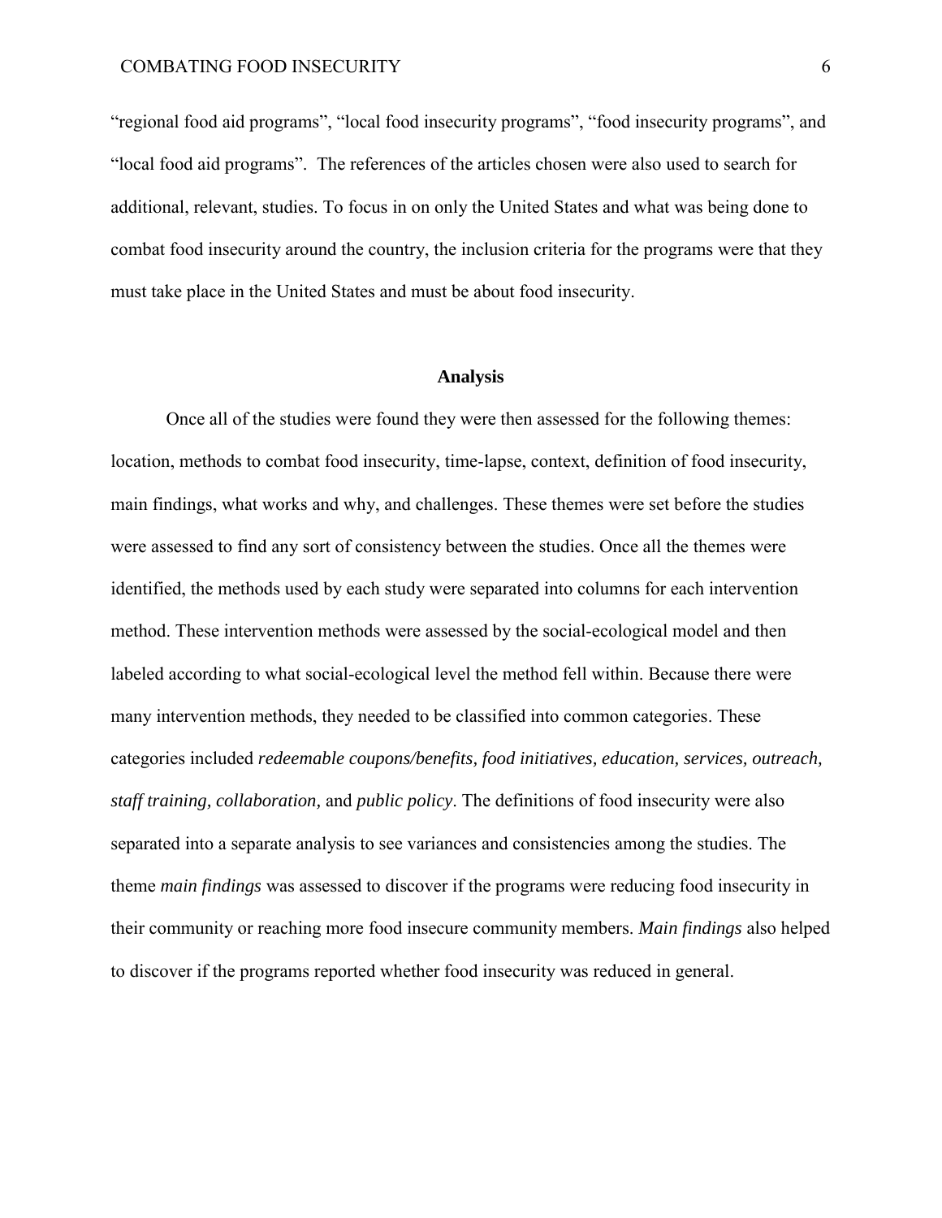"regional food aid programs", "local food insecurity programs", "food insecurity programs", and "local food aid programs". The references of the articles chosen were also used to search for additional, relevant, studies. To focus in on only the United States and what was being done to combat food insecurity around the country, the inclusion criteria for the programs were that they must take place in the United States and must be about food insecurity.

## Analysis

Once all of the studies were found they were then assessed for the following themes: location, methods to combat food insecurity, time-lapse, context, definition of food insecurity, main findings, what works and why, and challenges. These themes were set before the studies were assessed to find any sort of consistency between the studies. Once all the themes were identified, the methods used by each study were separated into columns for each intervention method. These intervention methods were assessed by the social-ecological model and then labeled according to what social-ecological level the method fell within. Because there were many intervention methods, they needed to be classified into common categories. These categories included *redeemable coupons/benefits, food initiatives, education, services, outreach, staff training, collaboration,* and *public policy*. The definitions of food insecurity were also separated into a separate analysis to see variances and consistencies among the studies. The theme *main findings* was assessed to discover if the programs were reducing food insecurity in their community or reaching more food insecure community members. *Main findings* also helped to discover if the programs reported whether food insecurity was reduced in general.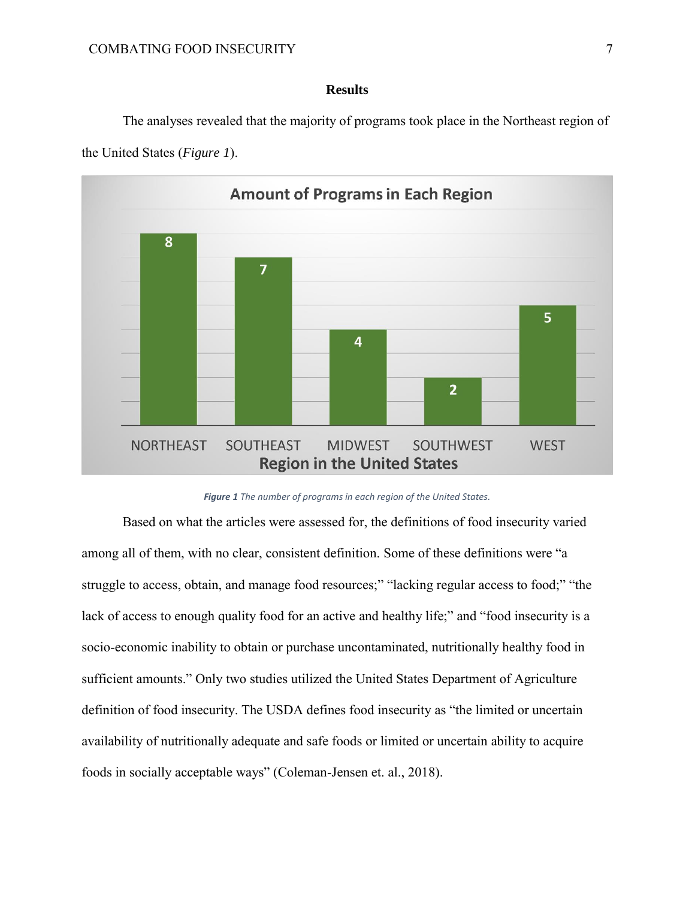## Results

The analyses revealed that the majority of programs took place in the Northeast region of the United States (*Figure 1*).

| Region in the United States | Amount of Programs |
| --- | --- |
| NORTHEAST | 8 |
| SOUTHEAST | 7 |
| MIDWEST | 4 |
| SOUTHWEST | 2 |
| WEST | 5 |

***Figure 1*** *The number of programs in each region of the United States.*

Based on what the articles were assessed for, the definitions of food insecurity varied among all of them, with no clear, consistent definition. Some of these definitions were "a struggle to access, obtain, and manage food resources;" "lacking regular access to food;" "the lack of access to enough quality food for an active and healthy life;" and "food insecurity is a socio-economic inability to obtain or purchase uncontaminated, nutritionally healthy food in sufficient amounts." Only two studies utilized the United States Department of Agriculture definition of food insecurity. The USDA defines food insecurity as "the limited or uncertain availability of nutritionally adequate and safe foods or limited or uncertain ability to acquire foods in socially acceptable ways" (Coleman-Jensen et. al., 2018).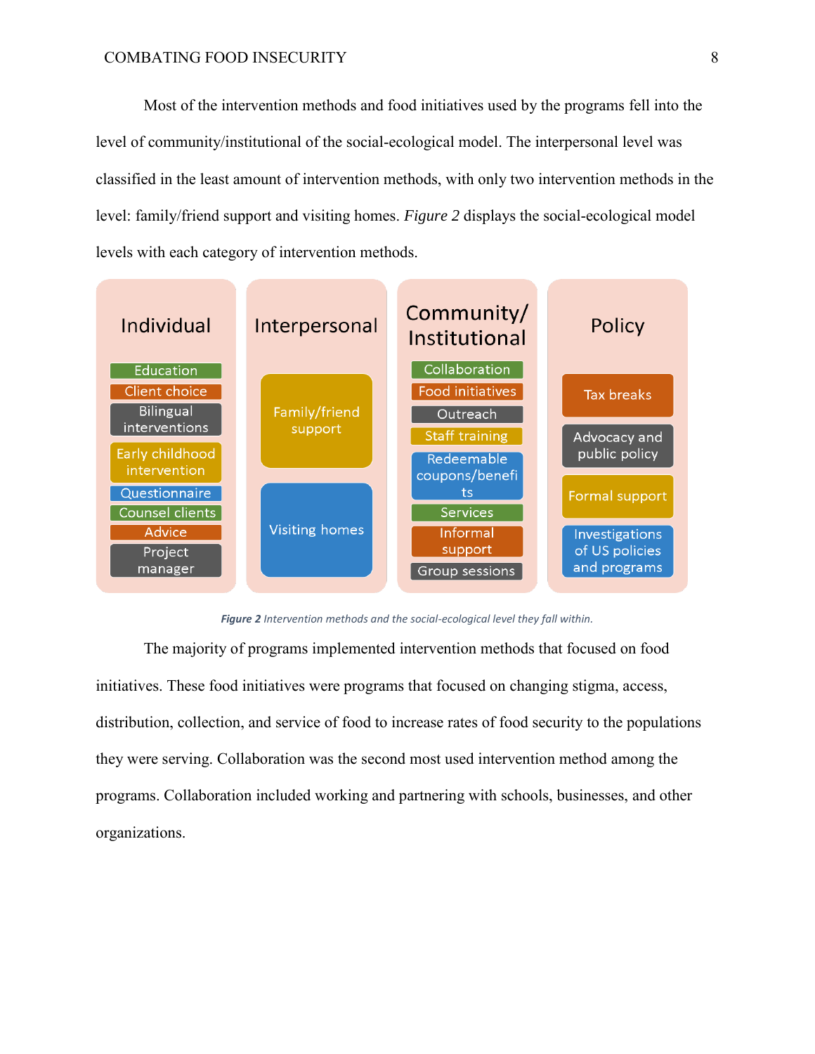Most of the intervention methods and food initiatives used by the programs fell into the level of community/institutional of the social-ecological model. The interpersonal level was classified in the least amount of intervention methods, with only two intervention methods in the level: family/friend support and visiting homes. *Figure 2* displays the social-ecological model levels with each category of intervention methods.

| Individual | Interpersonal | Community/ Institutional | Policy |
|---|---|---|---|
| Education | Family/friend support | Collaboration | Tax breaks |
| Client choice | Visiting homes | Food initiatives | Advocacy and public policy |
| Bilingual interventions | | Outreach | Formal support |
| Early childhood intervention | | Staff training | Investigations of US policies and programs |
| Questionnaire | | Redeemable coupons/benefits | |
| Counsel clients | | Services | |
| Advice | | Informal support | |
| Project manager | | Group sessions | |

***Figure 2*** *Intervention methods and the social-ecological level they fall within.*

The majority of programs implemented intervention methods that focused on food initiatives. These food initiatives were programs that focused on changing stigma, access, distribution, collection, and service of food to increase rates of food security to the populations they were serving. Collaboration was the second most used intervention method among the programs. Collaboration included working and partnering with schools, businesses, and other organizations.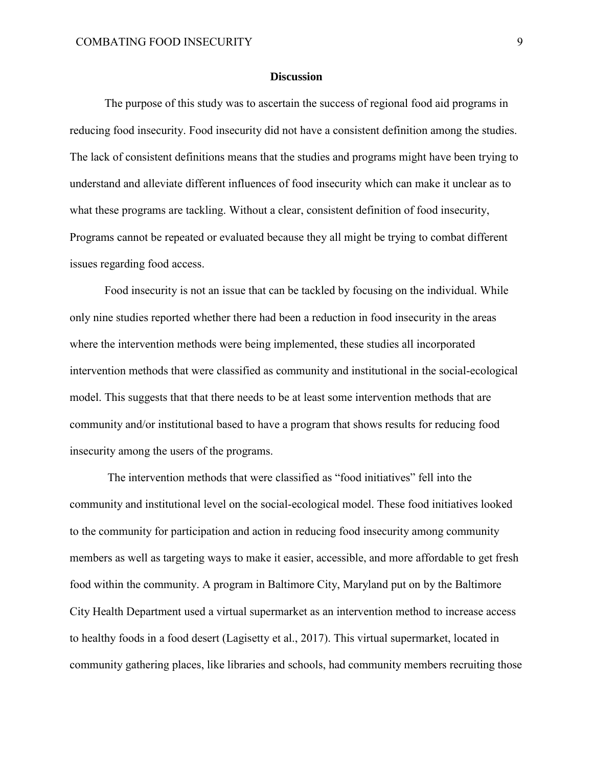## Discussion

The purpose of this study was to ascertain the success of regional food aid programs in reducing food insecurity. Food insecurity did not have a consistent definition among the studies. The lack of consistent definitions means that the studies and programs might have been trying to understand and alleviate different influences of food insecurity which can make it unclear as to what these programs are tackling. Without a clear, consistent definition of food insecurity, Programs cannot be repeated or evaluated because they all might be trying to combat different issues regarding food access.

Food insecurity is not an issue that can be tackled by focusing on the individual. While only nine studies reported whether there had been a reduction in food insecurity in the areas where the intervention methods were being implemented, these studies all incorporated intervention methods that were classified as community and institutional in the social-ecological model. This suggests that that there needs to be at least some intervention methods that are community and/or institutional based to have a program that shows results for reducing food insecurity among the users of the programs.

The intervention methods that were classified as "food initiatives" fell into the community and institutional level on the social-ecological model. These food initiatives looked to the community for participation and action in reducing food insecurity among community members as well as targeting ways to make it easier, accessible, and more affordable to get fresh food within the community. A program in Baltimore City, Maryland put on by the Baltimore City Health Department used a virtual supermarket as an intervention method to increase access to healthy foods in a food desert (Lagisetty et al., 2017). This virtual supermarket, located in community gathering places, like libraries and schools, had community members recruiting those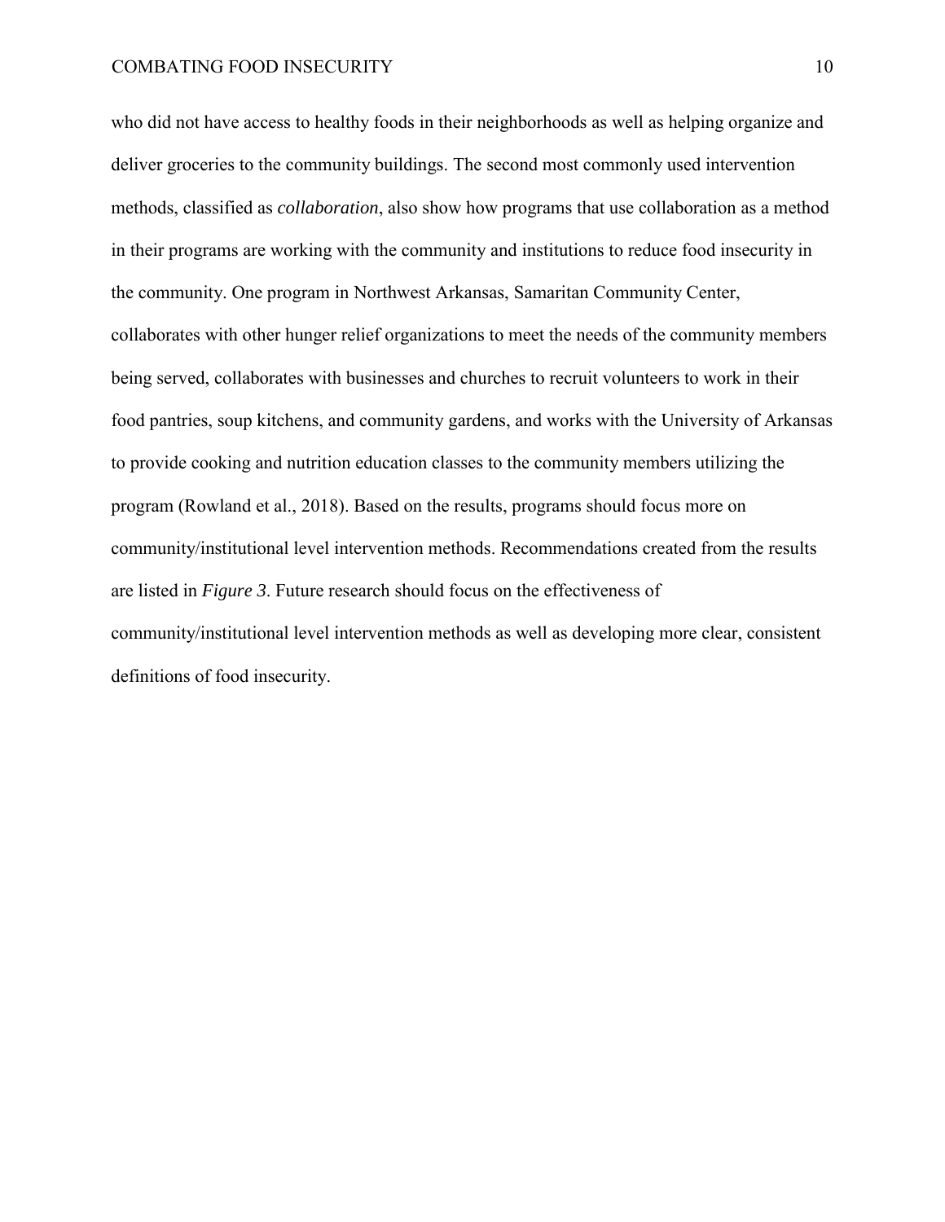who did not have access to healthy foods in their neighborhoods as well as helping organize and deliver groceries to the community buildings. The second most commonly used intervention methods, classified as *collaboration*, also show how programs that use collaboration as a method in their programs are working with the community and institutions to reduce food insecurity in the community. One program in Northwest Arkansas, Samaritan Community Center, collaborates with other hunger relief organizations to meet the needs of the community members being served, collaborates with businesses and churches to recruit volunteers to work in their food pantries, soup kitchens, and community gardens, and works with the University of Arkansas to provide cooking and nutrition education classes to the community members utilizing the program (Rowland et al., 2018). Based on the results, programs should focus more on community/institutional level intervention methods. Recommendations created from the results are listed in *Figure 3*. Future research should focus on the effectiveness of community/institutional level intervention methods as well as developing more clear, consistent definitions of food insecurity.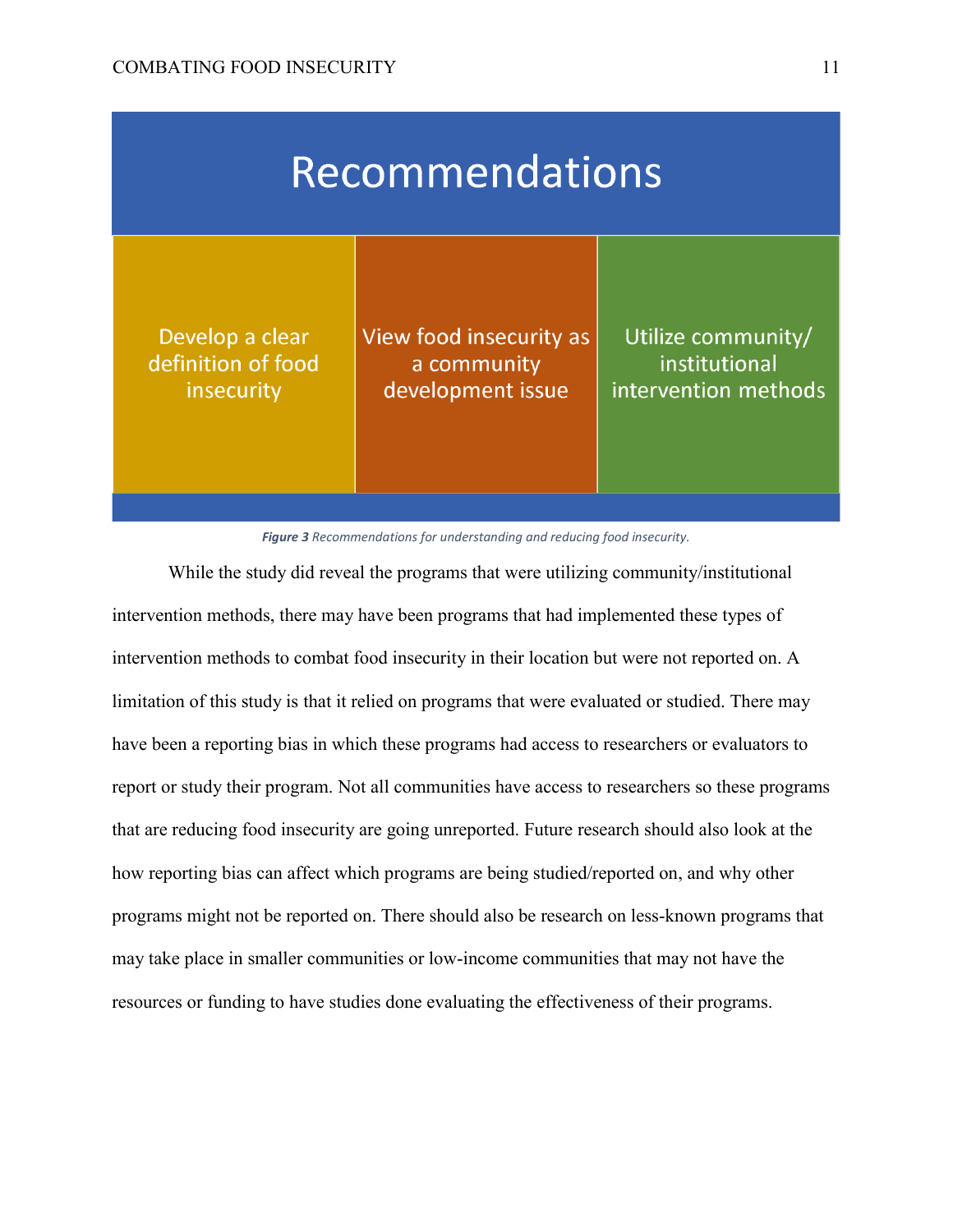**Recommendations**

| Develop a clear definition of food insecurity | View food insecurity as a community development issue | Utilize community/ institutional intervention methods |
|---|---|---|

***Figure 3*** *Recommendations for understanding and reducing food insecurity.*

While the study did reveal the programs that were utilizing community/institutional intervention methods, there may have been programs that had implemented these types of intervention methods to combat food insecurity in their location but were not reported on. A limitation of this study is that it relied on programs that were evaluated or studied. There may have been a reporting bias in which these programs had access to researchers or evaluators to report or study their program. Not all communities have access to researchers so these programs that are reducing food insecurity are going unreported. Future research should also look at the how reporting bias can affect which programs are being studied/reported on, and why other programs might not be reported on. There should also be research on less-known programs that may take place in smaller communities or low-income communities that may not have the resources or funding to have studies done evaluating the effectiveness of their programs.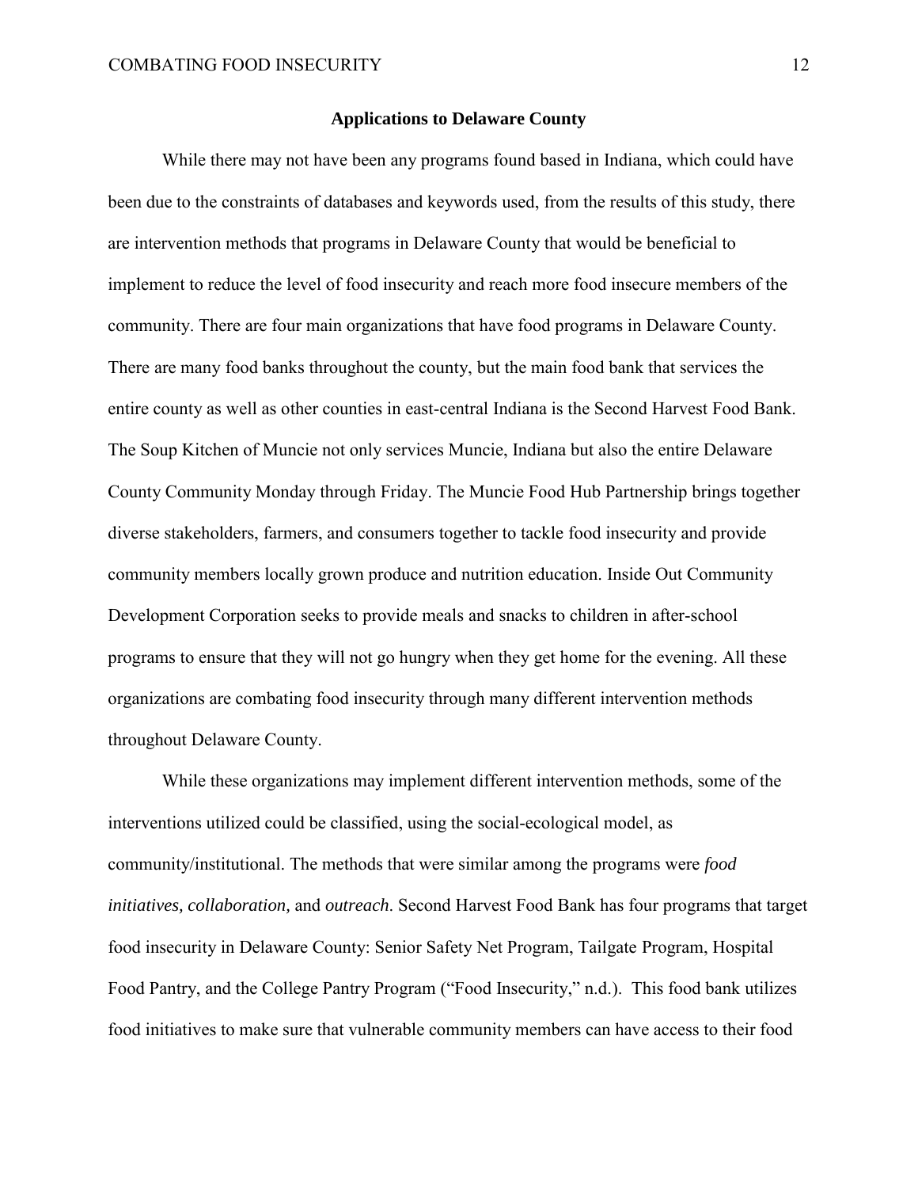## Applications to Delaware County

While there may not have been any programs found based in Indiana, which could have been due to the constraints of databases and keywords used, from the results of this study, there are intervention methods that programs in Delaware County that would be beneficial to implement to reduce the level of food insecurity and reach more food insecure members of the community. There are four main organizations that have food programs in Delaware County. There are many food banks throughout the county, but the main food bank that services the entire county as well as other counties in east-central Indiana is the Second Harvest Food Bank. The Soup Kitchen of Muncie not only services Muncie, Indiana but also the entire Delaware County Community Monday through Friday. The Muncie Food Hub Partnership brings together diverse stakeholders, farmers, and consumers together to tackle food insecurity and provide community members locally grown produce and nutrition education. Inside Out Community Development Corporation seeks to provide meals and snacks to children in after-school programs to ensure that they will not go hungry when they get home for the evening. All these organizations are combating food insecurity through many different intervention methods throughout Delaware County.

While these organizations may implement different intervention methods, some of the interventions utilized could be classified, using the social-ecological model, as community/institutional. The methods that were similar among the programs were *food initiatives, collaboration,* and *outreach*. Second Harvest Food Bank has four programs that target food insecurity in Delaware County: Senior Safety Net Program, Tailgate Program, Hospital Food Pantry, and the College Pantry Program ("Food Insecurity," n.d.). This food bank utilizes food initiatives to make sure that vulnerable community members can have access to their food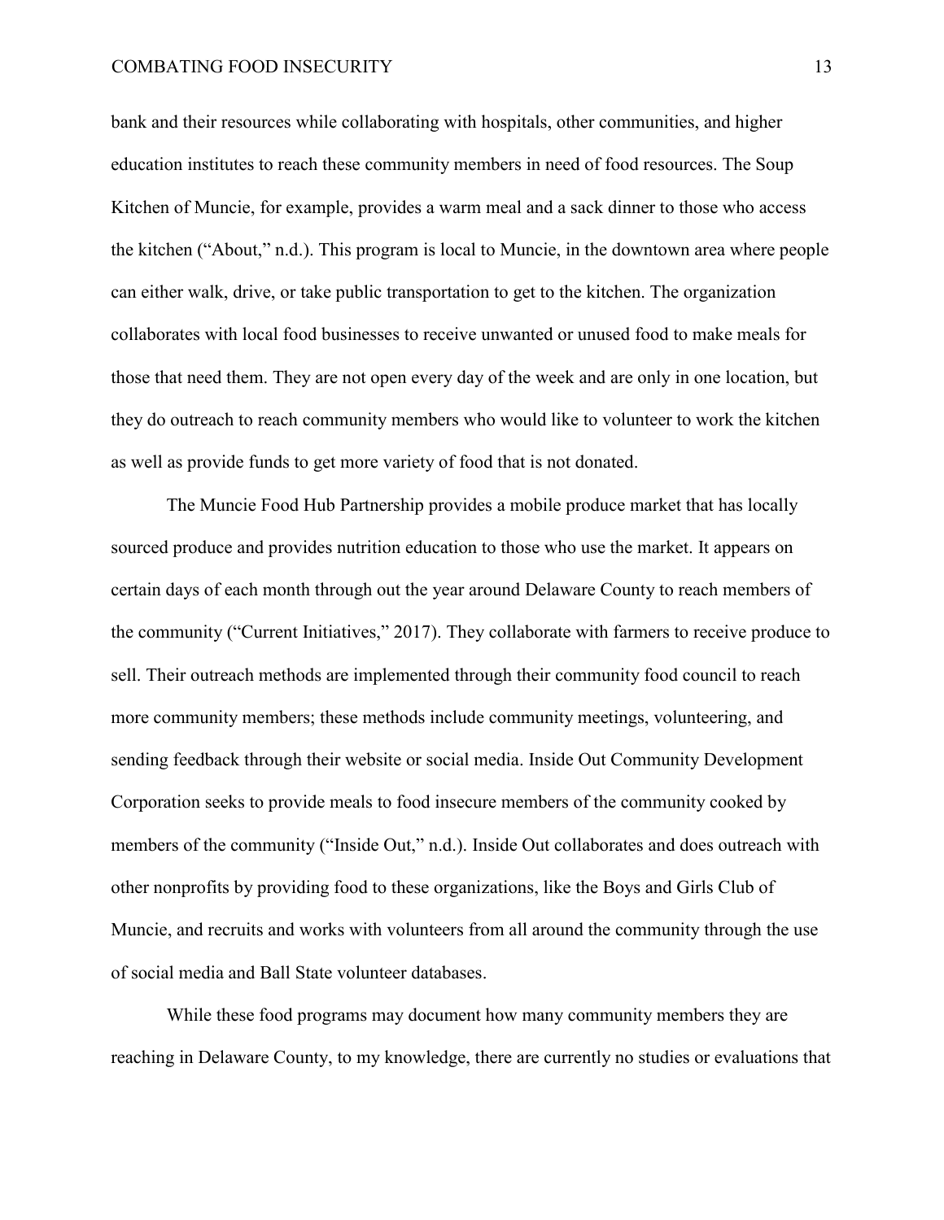bank and their resources while collaborating with hospitals, other communities, and higher education institutes to reach these community members in need of food resources. The Soup Kitchen of Muncie, for example, provides a warm meal and a sack dinner to those who access the kitchen ("About," n.d.). This program is local to Muncie, in the downtown area where people can either walk, drive, or take public transportation to get to the kitchen. The organization collaborates with local food businesses to receive unwanted or unused food to make meals for those that need them. They are not open every day of the week and are only in one location, but they do outreach to reach community members who would like to volunteer to work the kitchen as well as provide funds to get more variety of food that is not donated.

The Muncie Food Hub Partnership provides a mobile produce market that has locally sourced produce and provides nutrition education to those who use the market. It appears on certain days of each month through out the year around Delaware County to reach members of the community ("Current Initiatives," 2017). They collaborate with farmers to receive produce to sell. Their outreach methods are implemented through their community food council to reach more community members; these methods include community meetings, volunteering, and sending feedback through their website or social media. Inside Out Community Development Corporation seeks to provide meals to food insecure members of the community cooked by members of the community ("Inside Out," n.d.). Inside Out collaborates and does outreach with other nonprofits by providing food to these organizations, like the Boys and Girls Club of Muncie, and recruits and works with volunteers from all around the community through the use of social media and Ball State volunteer databases.

While these food programs may document how many community members they are reaching in Delaware County, to my knowledge, there are currently no studies or evaluations that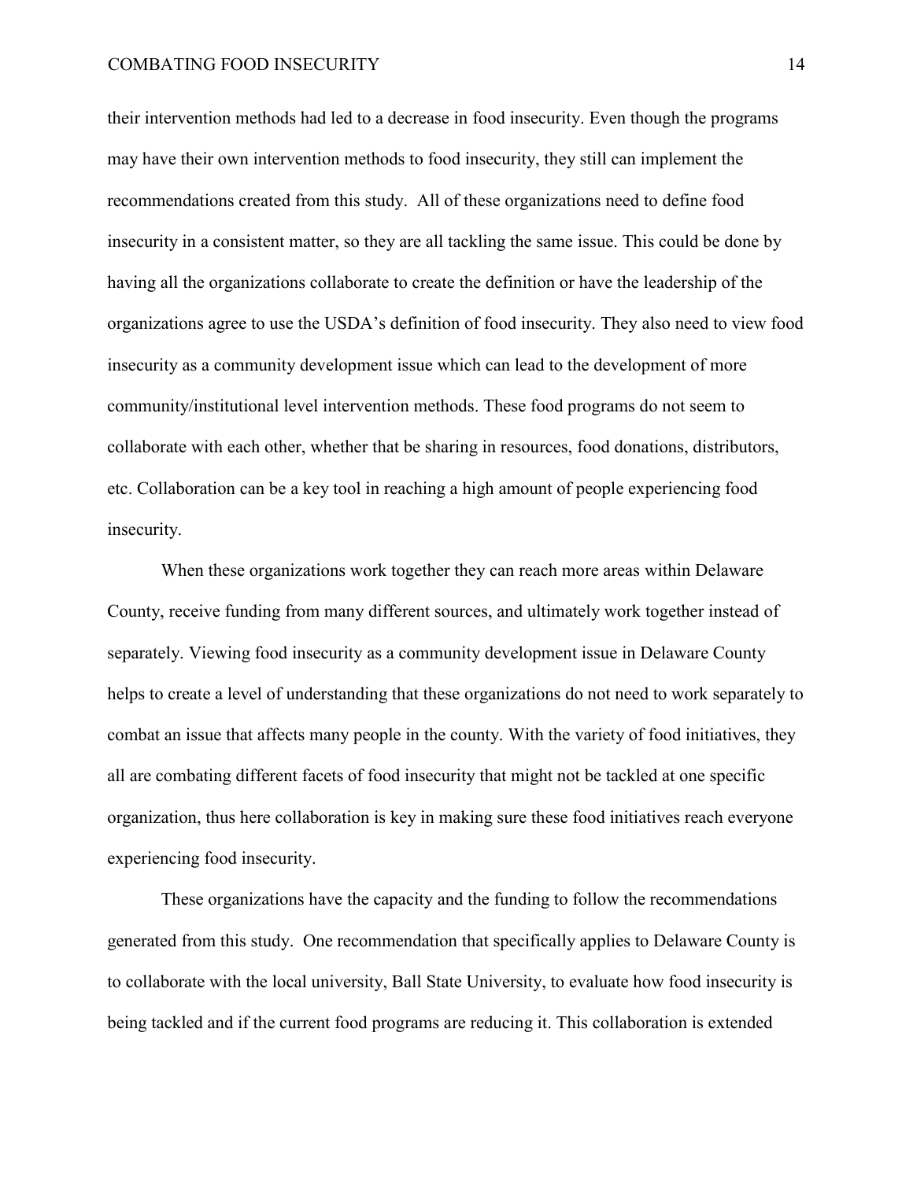their intervention methods had led to a decrease in food insecurity. Even though the programs may have their own intervention methods to food insecurity, they still can implement the recommendations created from this study.  All of these organizations need to define food insecurity in a consistent matter, so they are all tackling the same issue. This could be done by having all the organizations collaborate to create the definition or have the leadership of the organizations agree to use the USDA's definition of food insecurity. They also need to view food insecurity as a community development issue which can lead to the development of more community/institutional level intervention methods. These food programs do not seem to collaborate with each other, whether that be sharing in resources, food donations, distributors, etc. Collaboration can be a key tool in reaching a high amount of people experiencing food insecurity.

When these organizations work together they can reach more areas within Delaware County, receive funding from many different sources, and ultimately work together instead of separately. Viewing food insecurity as a community development issue in Delaware County helps to create a level of understanding that these organizations do not need to work separately to combat an issue that affects many people in the county. With the variety of food initiatives, they all are combating different facets of food insecurity that might not be tackled at one specific organization, thus here collaboration is key in making sure these food initiatives reach everyone experiencing food insecurity.

These organizations have the capacity and the funding to follow the recommendations generated from this study.  One recommendation that specifically applies to Delaware County is to collaborate with the local university, Ball State University, to evaluate how food insecurity is being tackled and if the current food programs are reducing it. This collaboration is extended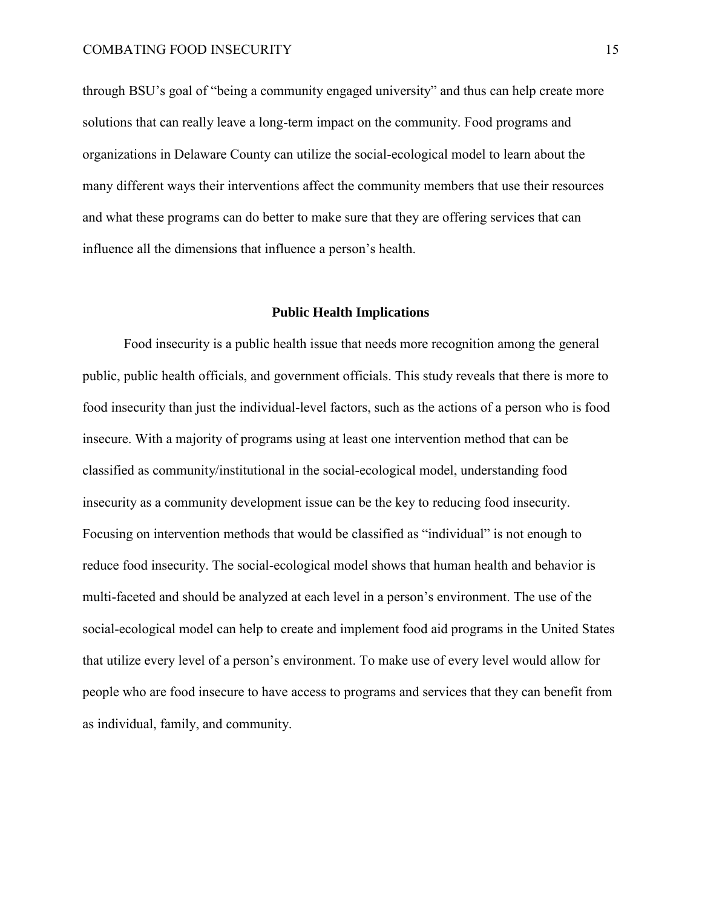through BSU's goal of "being a community engaged university" and thus can help create more solutions that can really leave a long-term impact on the community. Food programs and organizations in Delaware County can utilize the social-ecological model to learn about the many different ways their interventions affect the community members that use their resources and what these programs can do better to make sure that they are offering services that can influence all the dimensions that influence a person's health.

## Public Health Implications

Food insecurity is a public health issue that needs more recognition among the general public, public health officials, and government officials. This study reveals that there is more to food insecurity than just the individual-level factors, such as the actions of a person who is food insecure. With a majority of programs using at least one intervention method that can be classified as community/institutional in the social-ecological model, understanding food insecurity as a community development issue can be the key to reducing food insecurity. Focusing on intervention methods that would be classified as "individual" is not enough to reduce food insecurity. The social-ecological model shows that human health and behavior is multi-faceted and should be analyzed at each level in a person's environment. The use of the social-ecological model can help to create and implement food aid programs in the United States that utilize every level of a person's environment. To make use of every level would allow for people who are food insecure to have access to programs and services that they can benefit from as individual, family, and community.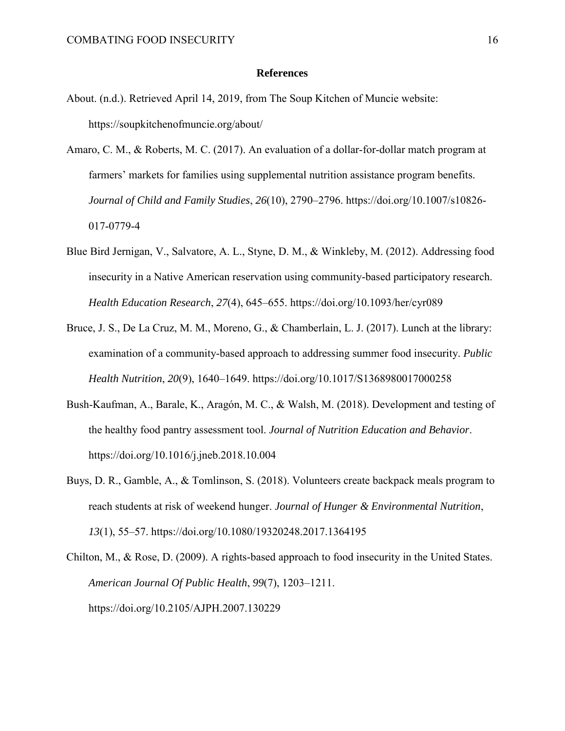## References

About. (n.d.). Retrieved April 14, 2019, from The Soup Kitchen of Muncie website: https://soupkitchenofmuncie.org/about/

Amaro, C. M., & Roberts, M. C. (2017). An evaluation of a dollar-for-dollar match program at farmers' markets for families using supplemental nutrition assistance program benefits. *Journal of Child and Family Studies*, *26*(10), 2790–2796. https://doi.org/10.1007/s10826-017-0779-4

Blue Bird Jernigan, V., Salvatore, A. L., Styne, D. M., & Winkleby, M. (2012). Addressing food insecurity in a Native American reservation using community-based participatory research. *Health Education Research*, *27*(4), 645–655. https://doi.org/10.1093/her/cyr089

Bruce, J. S., De La Cruz, M. M., Moreno, G., & Chamberlain, L. J. (2017). Lunch at the library: examination of a community-based approach to addressing summer food insecurity. *Public Health Nutrition*, *20*(9), 1640–1649. https://doi.org/10.1017/S1368980017000258

Bush-Kaufman, A., Barale, K., Aragón, M. C., & Walsh, M. (2018). Development and testing of the healthy food pantry assessment tool. *Journal of Nutrition Education and Behavior*. https://doi.org/10.1016/j.jneb.2018.10.004

Buys, D. R., Gamble, A., & Tomlinson, S. (2018). Volunteers create backpack meals program to reach students at risk of weekend hunger. *Journal of Hunger & Environmental Nutrition*, *13*(1), 55–57. https://doi.org/10.1080/19320248.2017.1364195

Chilton, M., & Rose, D. (2009). A rights-based approach to food insecurity in the United States. *American Journal Of Public Health*, *99*(7), 1203–1211. https://doi.org/10.2105/AJPH.2007.130229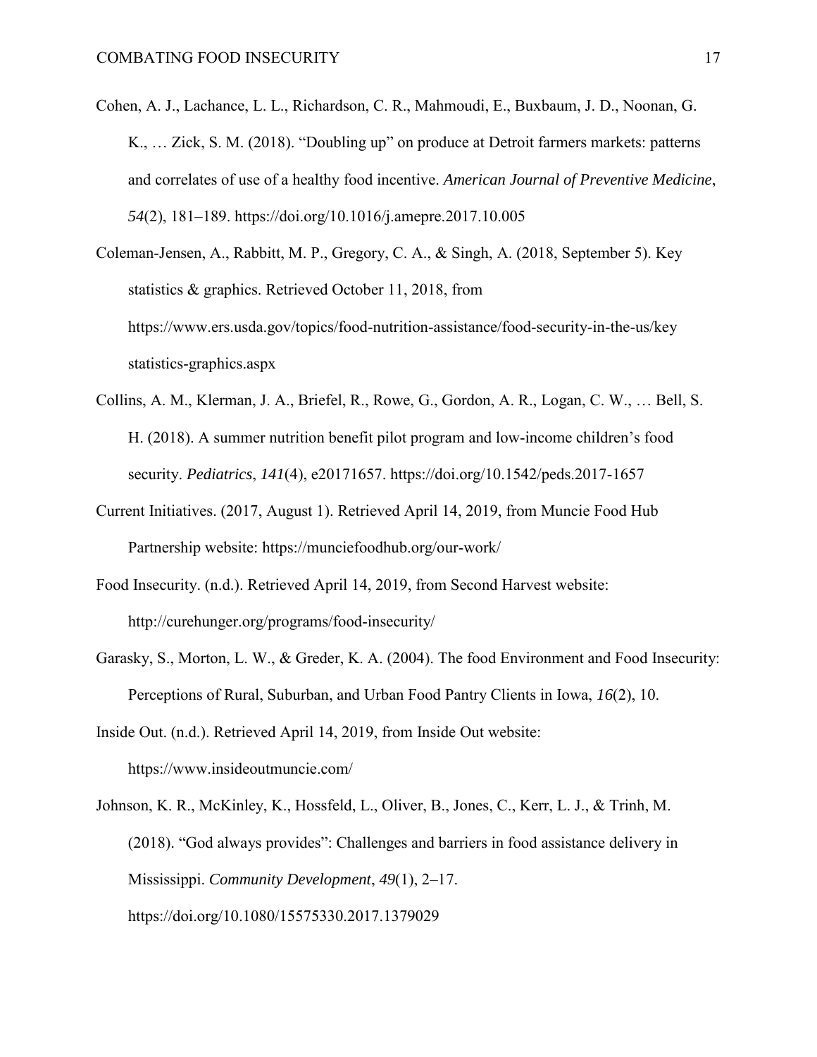Cohen, A. J., Lachance, L. L., Richardson, C. R., Mahmoudi, E., Buxbaum, J. D., Noonan, G. K., … Zick, S. M. (2018). "Doubling up" on produce at Detroit farmers markets: patterns and correlates of use of a healthy food incentive. *American Journal of Preventive Medicine*, *54*(2), 181–189. https://doi.org/10.1016/j.amepre.2017.10.005

Coleman-Jensen, A., Rabbitt, M. P., Gregory, C. A., & Singh, A. (2018, September 5). Key statistics & graphics. Retrieved October 11, 2018, from https://www.ers.usda.gov/topics/food-nutrition-assistance/food-security-in-the-us/key statistics-graphics.aspx

Collins, A. M., Klerman, J. A., Briefel, R., Rowe, G., Gordon, A. R., Logan, C. W., … Bell, S. H. (2018). A summer nutrition benefit pilot program and low-income children's food security. *Pediatrics*, *141*(4), e20171657. https://doi.org/10.1542/peds.2017-1657

Current Initiatives. (2017, August 1). Retrieved April 14, 2019, from Muncie Food Hub Partnership website: https://munciefoodhub.org/our-work/

Food Insecurity. (n.d.). Retrieved April 14, 2019, from Second Harvest website: http://curehunger.org/programs/food-insecurity/

Garasky, S., Morton, L. W., & Greder, K. A. (2004). The food Environment and Food Insecurity: Perceptions of Rural, Suburban, and Urban Food Pantry Clients in Iowa, *16*(2), 10.

Inside Out. (n.d.). Retrieved April 14, 2019, from Inside Out website: https://www.insideoutmuncie.com/

Johnson, K. R., McKinley, K., Hossfeld, L., Oliver, B., Jones, C., Kerr, L. J., & Trinh, M. (2018). "God always provides": Challenges and barriers in food assistance delivery in Mississippi. *Community Development*, *49*(1), 2–17. https://doi.org/10.1080/15575330.2017.1379029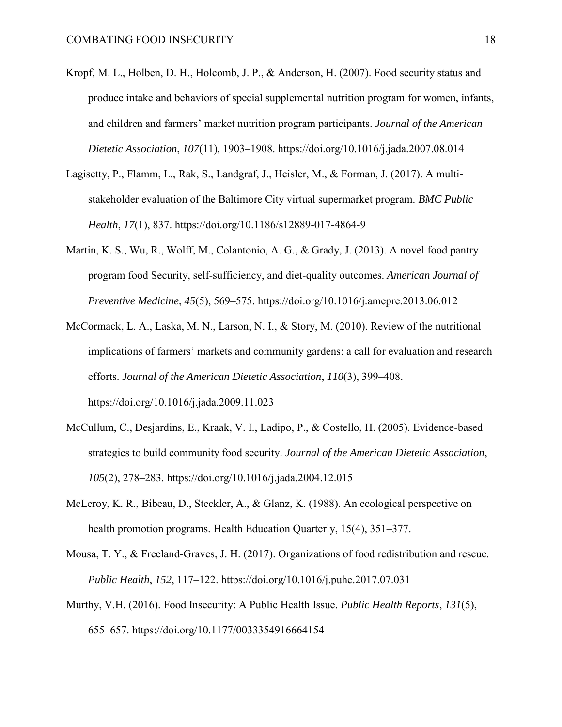Kropf, M. L., Holben, D. H., Holcomb, J. P., & Anderson, H. (2007). Food security status and produce intake and behaviors of special supplemental nutrition program for women, infants, and children and farmers' market nutrition program participants. *Journal of the American Dietetic Association*, *107*(11), 1903–1908. https://doi.org/10.1016/j.jada.2007.08.014

Lagisetty, P., Flamm, L., Rak, S., Landgraf, J., Heisler, M., & Forman, J. (2017). A multi-stakeholder evaluation of the Baltimore City virtual supermarket program. *BMC Public Health*, *17*(1), 837. https://doi.org/10.1186/s12889-017-4864-9

Martin, K. S., Wu, R., Wolff, M., Colantonio, A. G., & Grady, J. (2013). A novel food pantry program food Security, self-sufficiency, and diet-quality outcomes. *American Journal of Preventive Medicine*, *45*(5), 569–575. https://doi.org/10.1016/j.amepre.2013.06.012

McCormack, L. A., Laska, M. N., Larson, N. I., & Story, M. (2010). Review of the nutritional implications of farmers' markets and community gardens: a call for evaluation and research efforts. *Journal of the American Dietetic Association*, *110*(3), 399–408. https://doi.org/10.1016/j.jada.2009.11.023

McCullum, C., Desjardins, E., Kraak, V. I., Ladipo, P., & Costello, H. (2005). Evidence-based strategies to build community food security. *Journal of the American Dietetic Association*, *105*(2), 278–283. https://doi.org/10.1016/j.jada.2004.12.015

McLeroy, K. R., Bibeau, D., Steckler, A., & Glanz, K. (1988). An ecological perspective on health promotion programs. Health Education Quarterly, 15(4), 351–377.

Mousa, T. Y., & Freeland-Graves, J. H. (2017). Organizations of food redistribution and rescue. *Public Health*, *152*, 117–122. https://doi.org/10.1016/j.puhe.2017.07.031

Murthy, V.H. (2016). Food Insecurity: A Public Health Issue. *Public Health Reports*, *131*(5), 655–657. https://doi.org/10.1177/0033354916664154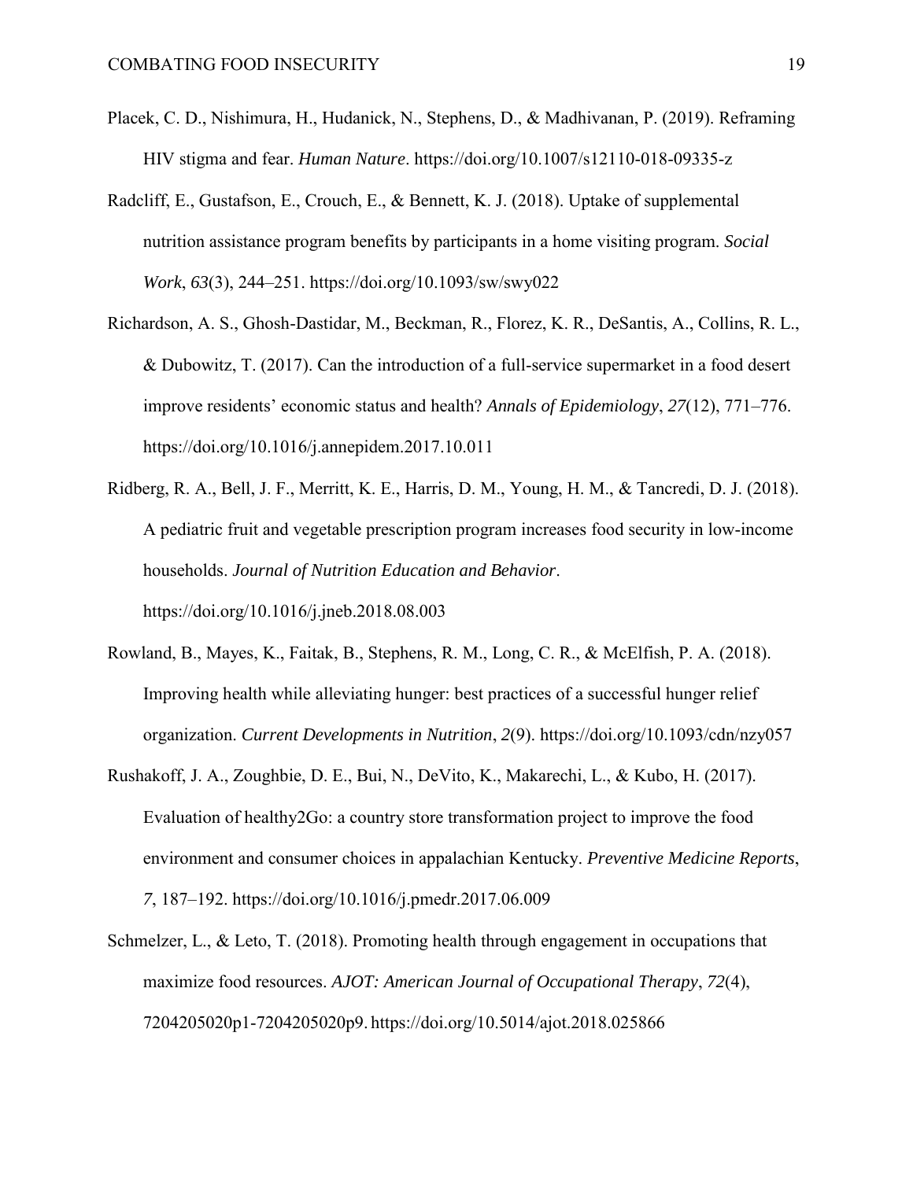Placek, C. D., Nishimura, H., Hudanick, N., Stephens, D., & Madhivanan, P. (2019). Reframing HIV stigma and fear. *Human Nature*. https://doi.org/10.1007/s12110-018-09335-z

Radcliff, E., Gustafson, E., Crouch, E., & Bennett, K. J. (2018). Uptake of supplemental nutrition assistance program benefits by participants in a home visiting program. *Social Work*, *63*(3), 244–251. https://doi.org/10.1093/sw/swy022

Richardson, A. S., Ghosh-Dastidar, M., Beckman, R., Florez, K. R., DeSantis, A., Collins, R. L., & Dubowitz, T. (2017). Can the introduction of a full-service supermarket in a food desert improve residents' economic status and health? *Annals of Epidemiology*, *27*(12), 771–776. https://doi.org/10.1016/j.annepidem.2017.10.011

Ridberg, R. A., Bell, J. F., Merritt, K. E., Harris, D. M., Young, H. M., & Tancredi, D. J. (2018). A pediatric fruit and vegetable prescription program increases food security in low-income households. *Journal of Nutrition Education and Behavior*. https://doi.org/10.1016/j.jneb.2018.08.003

Rowland, B., Mayes, K., Faitak, B., Stephens, R. M., Long, C. R., & McElfish, P. A. (2018). Improving health while alleviating hunger: best practices of a successful hunger relief organization. *Current Developments in Nutrition*, *2*(9). https://doi.org/10.1093/cdn/nzy057

Rushakoff, J. A., Zoughbie, D. E., Bui, N., DeVito, K., Makarechi, L., & Kubo, H. (2017). Evaluation of healthy2Go: a country store transformation project to improve the food environment and consumer choices in appalachian Kentucky. *Preventive Medicine Reports*, *7*, 187–192. https://doi.org/10.1016/j.pmedr.2017.06.009

Schmelzer, L., & Leto, T. (2018). Promoting health through engagement in occupations that maximize food resources. *AJOT: American Journal of Occupational Therapy*, *72*(4), 7204205020p1-7204205020p9. https://doi.org/10.5014/ajot.2018.025866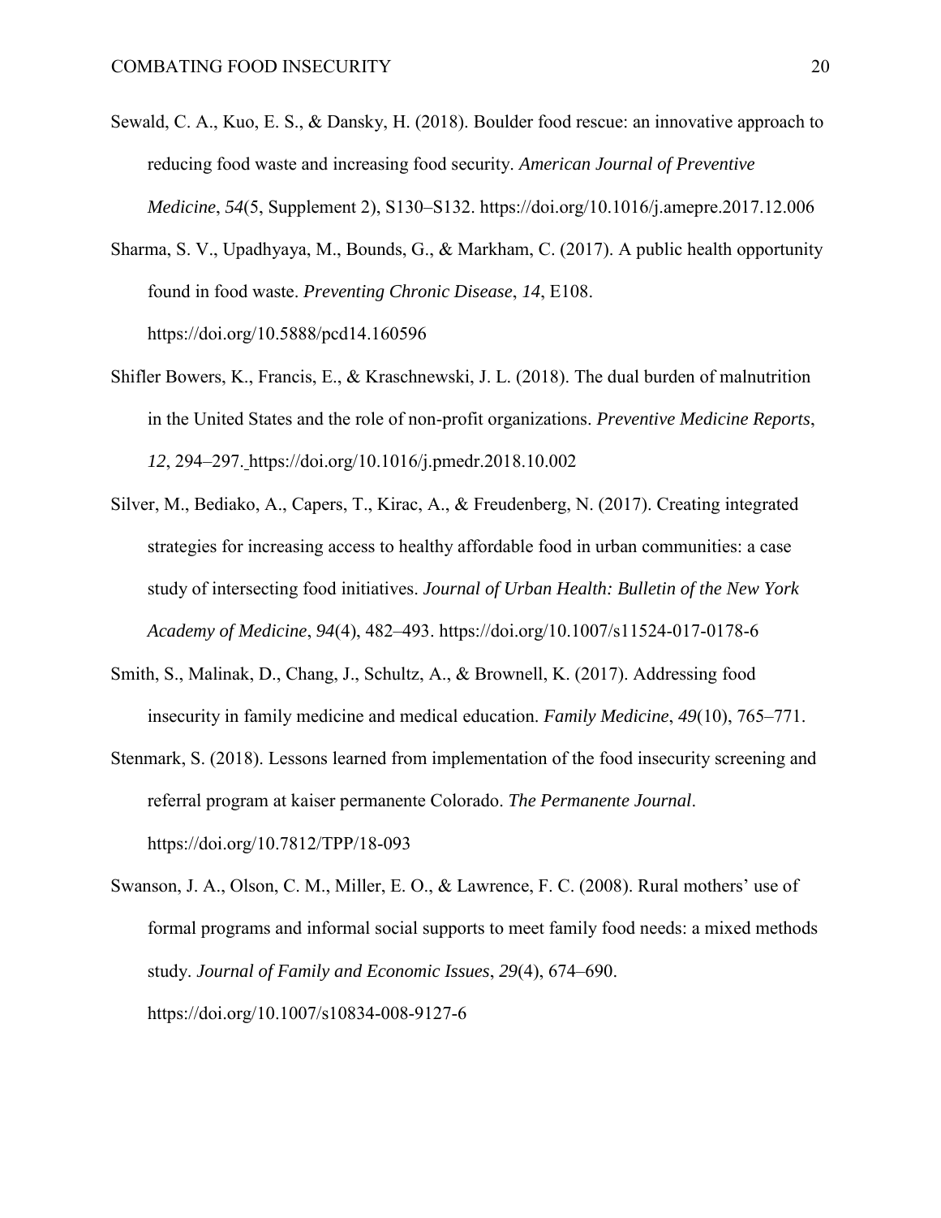Sewald, C. A., Kuo, E. S., & Dansky, H. (2018). Boulder food rescue: an innovative approach to reducing food waste and increasing food security. *American Journal of Preventive Medicine*, *54*(5, Supplement 2), S130–S132. https://doi.org/10.1016/j.amepre.2017.12.006

Sharma, S. V., Upadhyaya, M., Bounds, G., & Markham, C. (2017). A public health opportunity found in food waste. *Preventing Chronic Disease*, *14*, E108. https://doi.org/10.5888/pcd14.160596

Shifler Bowers, K., Francis, E., & Kraschnewski, J. L. (2018). The dual burden of malnutrition in the United States and the role of non-profit organizations. *Preventive Medicine Reports*, *12*, 294–297. https://doi.org/10.1016/j.pmedr.2018.10.002

Silver, M., Bediako, A., Capers, T., Kirac, A., & Freudenberg, N. (2017). Creating integrated strategies for increasing access to healthy affordable food in urban communities: a case study of intersecting food initiatives. *Journal of Urban Health: Bulletin of the New York Academy of Medicine*, *94*(4), 482–493. https://doi.org/10.1007/s11524-017-0178-6

Smith, S., Malinak, D., Chang, J., Schultz, A., & Brownell, K. (2017). Addressing food insecurity in family medicine and medical education. *Family Medicine*, *49*(10), 765–771.

Stenmark, S. (2018). Lessons learned from implementation of the food insecurity screening and referral program at kaiser permanente Colorado. *The Permanente Journal*. https://doi.org/10.7812/TPP/18-093

Swanson, J. A., Olson, C. M., Miller, E. O., & Lawrence, F. C. (2008). Rural mothers' use of formal programs and informal social supports to meet family food needs: a mixed methods study. *Journal of Family and Economic Issues*, *29*(4), 674–690. https://doi.org/10.1007/s10834-008-9127-6